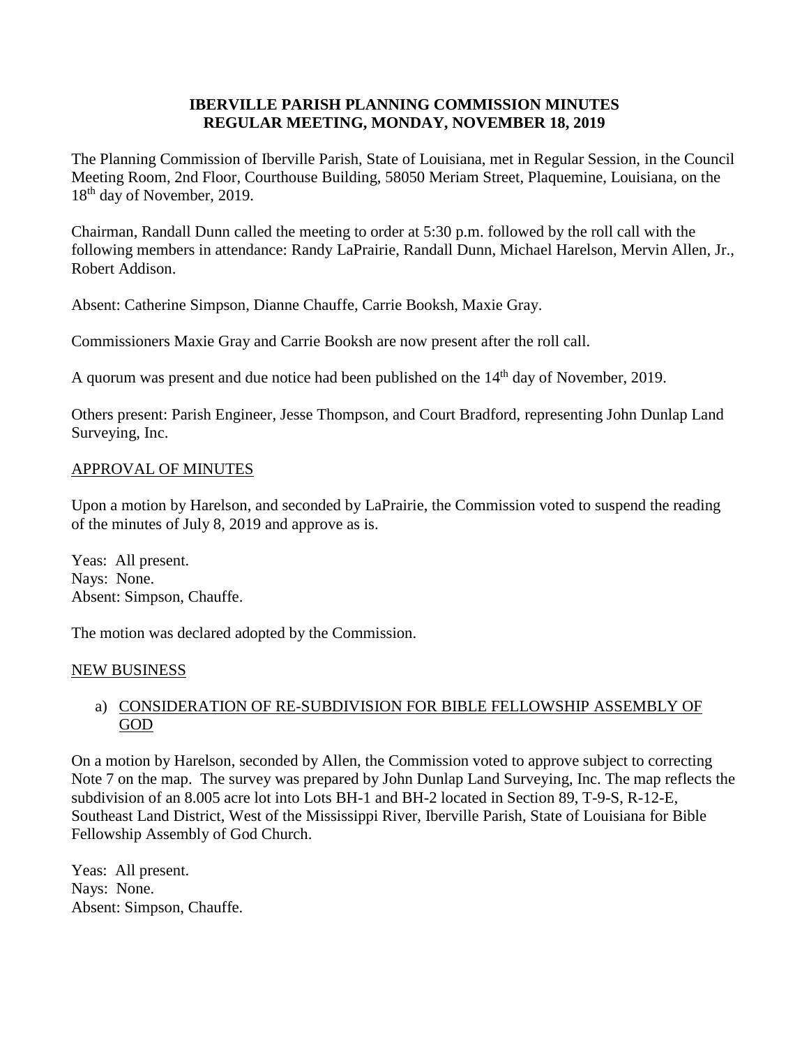# IBERVILLE PARISH PLANNING COMMISSION MINUTES
## REGULAR MEETING, MONDAY, NOVEMBER 18, 2019

The Planning Commission of Iberville Parish, State of Louisiana, met in Regular Session, in the Council Meeting Room, 2nd Floor, Courthouse Building, 58050 Meriam Street, Plaquemine, Louisiana, on the 18th day of November, 2019.

Chairman, Randall Dunn called the meeting to order at 5:30 p.m. followed by the roll call with the following members in attendance: Randy LaPrairie, Randall Dunn, Michael Harelson, Mervin Allen, Jr., Robert Addison.

Absent: Catherine Simpson, Dianne Chauffe, Carrie Booksh, Maxie Gray.

Commissioners Maxie Gray and Carrie Booksh are now present after the roll call.

A quorum was present and due notice had been published on the 14th day of November, 2019.

Others present: Parish Engineer, Jesse Thompson, and Court Bradford, representing John Dunlap Land Surveying, Inc.

<u>APPROVAL OF MINUTES</u>

Upon a motion by Harelson, and seconded by LaPrairie, the Commission voted to suspend the reading of the minutes of July 8, 2019 and approve as is.

Yeas: All present.
Nays: None.
Absent: Simpson, Chauffe.

The motion was declared adopted by the Commission.

<u>NEW BUSINESS</u>

a) <u>CONSIDERATION OF RE-SUBDIVISION FOR BIBLE FELLOWSHIP ASSEMBLY OF GOD</u>

On a motion by Harelson, seconded by Allen, the Commission voted to approve subject to correcting Note 7 on the map. The survey was prepared by John Dunlap Land Surveying, Inc. The map reflects the subdivision of an 8.005 acre lot into Lots BH-1 and BH-2 located in Section 89, T-9-S, R-12-E, Southeast Land District, West of the Mississippi River, Iberville Parish, State of Louisiana for Bible Fellowship Assembly of God Church.

Yeas: All present.
Nays: None.
Absent: Simpson, Chauffe.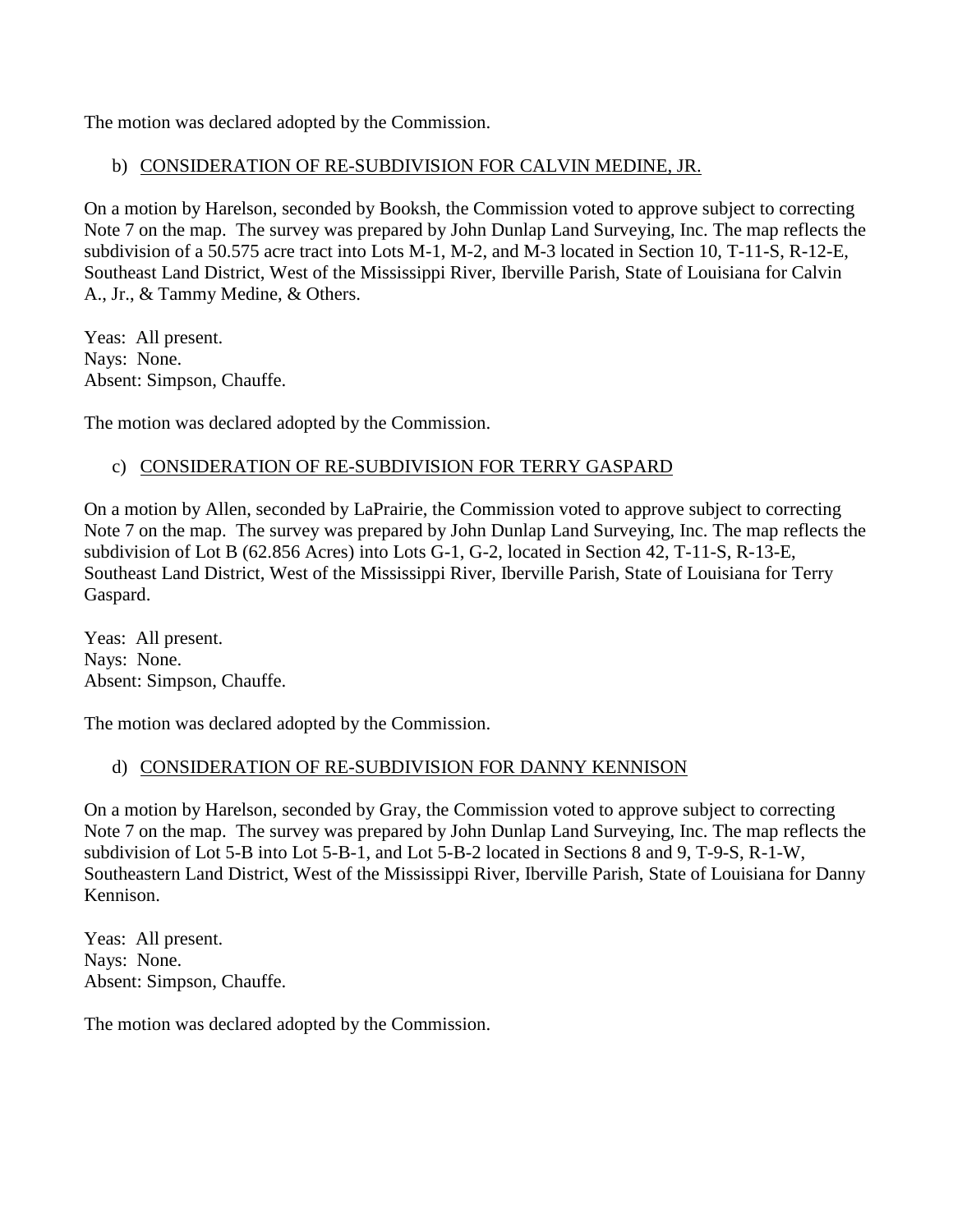The motion was declared adopted by the Commission.

b) CONSIDERATION OF RE-SUBDIVISION FOR CALVIN MEDINE, JR.

On a motion by Harelson, seconded by Booksh, the Commission voted to approve subject to correcting Note 7 on the map. The survey was prepared by John Dunlap Land Surveying, Inc. The map reflects the subdivision of a 50.575 acre tract into Lots M-1, M-2, and M-3 located in Section 10, T-11-S, R-12-E, Southeast Land District, West of the Mississippi River, Iberville Parish, State of Louisiana for Calvin A., Jr., & Tammy Medine, & Others.

Yeas: All present.
Nays: None.
Absent: Simpson, Chauffe.

The motion was declared adopted by the Commission.

c) CONSIDERATION OF RE-SUBDIVISION FOR TERRY GASPARD

On a motion by Allen, seconded by LaPrairie, the Commission voted to approve subject to correcting Note 7 on the map. The survey was prepared by John Dunlap Land Surveying, Inc. The map reflects the subdivision of Lot B (62.856 Acres) into Lots G-1, G-2, located in Section 42, T-11-S, R-13-E, Southeast Land District, West of the Mississippi River, Iberville Parish, State of Louisiana for Terry Gaspard.

Yeas: All present.
Nays: None.
Absent: Simpson, Chauffe.

The motion was declared adopted by the Commission.

d) CONSIDERATION OF RE-SUBDIVISION FOR DANNY KENNISON

On a motion by Harelson, seconded by Gray, the Commission voted to approve subject to correcting Note 7 on the map. The survey was prepared by John Dunlap Land Surveying, Inc. The map reflects the subdivision of Lot 5-B into Lot 5-B-1, and Lot 5-B-2 located in Sections 8 and 9, T-9-S, R-1-W, Southeastern Land District, West of the Mississippi River, Iberville Parish, State of Louisiana for Danny Kennison.

Yeas: All present.
Nays: None.
Absent: Simpson, Chauffe.

The motion was declared adopted by the Commission.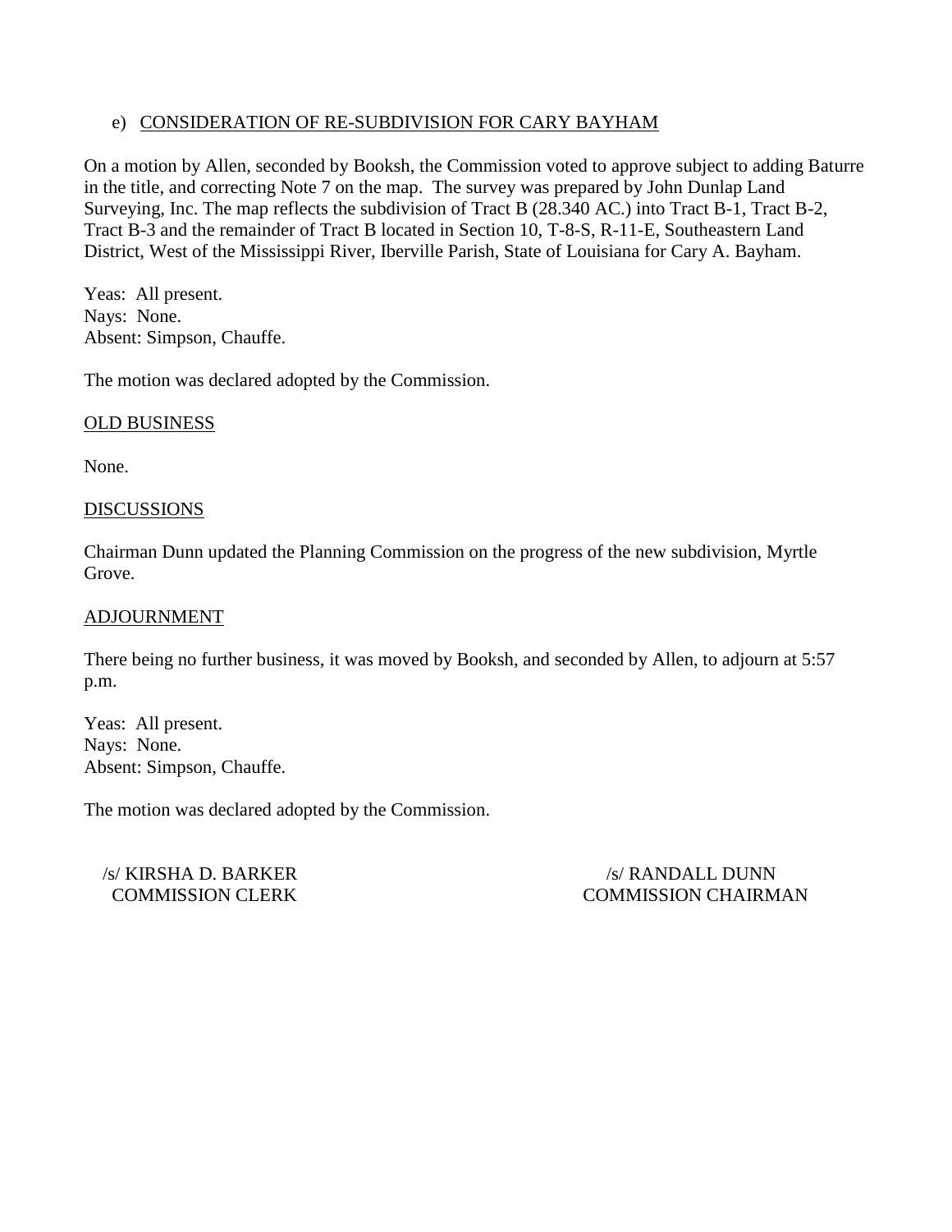e) <u>CONSIDERATION OF RE-SUBDIVISION FOR CARY BAYHAM</u>

On a motion by Allen, seconded by Booksh, the Commission voted to approve subject to adding Baturre in the title, and correcting Note 7 on the map. The survey was prepared by John Dunlap Land Surveying, Inc. The map reflects the subdivision of Tract B (28.340 AC.) into Tract B-1, Tract B-2, Tract B-3 and the remainder of Tract B located in Section 10, T-8-S, R-11-E, Southeastern Land District, West of the Mississippi River, Iberville Parish, State of Louisiana for Cary A. Bayham.

Yeas: All present.
Nays: None.
Absent: Simpson, Chauffe.

The motion was declared adopted by the Commission.

<u>OLD BUSINESS</u>

None.

<u>DISCUSSIONS</u>

Chairman Dunn updated the Planning Commission on the progress of the new subdivision, Myrtle Grove.

<u>ADJOURNMENT</u>

There being no further business, it was moved by Booksh, and seconded by Allen, to adjourn at 5:57 p.m.

Yeas: All present.
Nays: None.
Absent: Simpson, Chauffe.

The motion was declared adopted by the Commission.

/s/ KIRSHA D. BARKER
COMMISSION CLERK

/s/ RANDALL DUNN
COMMISSION CHAIRMAN